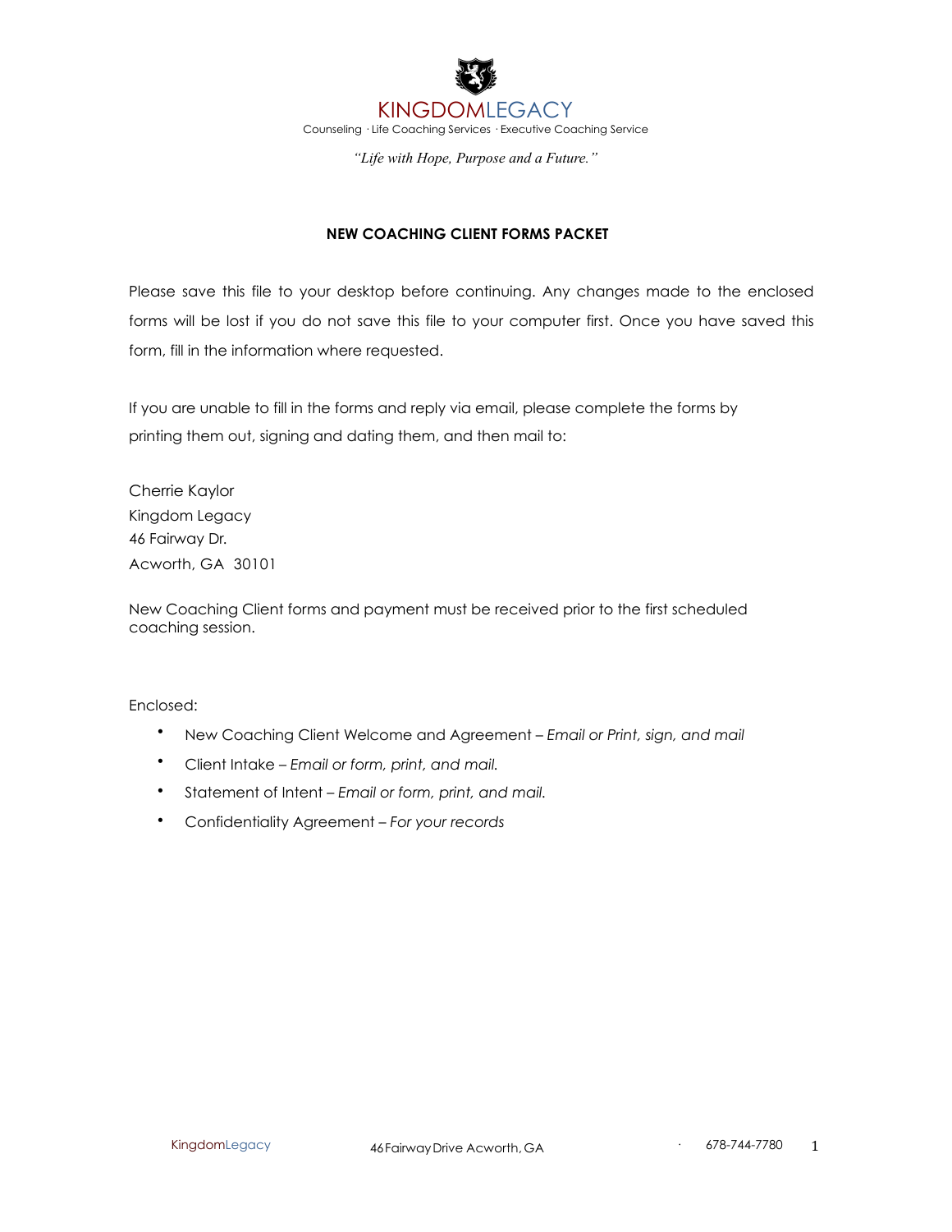KINGDOMLEGACY

Counseling · Life Coaching Services · Executive Coaching Service

*"Life with Hope, Purpose and a Future."*

## NEW COACHING CLIENT FORMS PACKET

Please save this file to your desktop before continuing. Any changes made to the enclosed forms will be lost if you do not save this file to your computer first. Once you have saved this form, fill in the information where requested.

If you are unable to fill in the forms and reply via email, please complete the forms by printing them out, signing and dating them, and then mail to:

Cherrie Kaylor
Kingdom Legacy
46 Fairway Dr.
Acworth, GA 30101

New Coaching Client forms and payment must be received prior to the first scheduled coaching session.

Enclosed:

- New Coaching Client Welcome and Agreement – *Email or Print, sign, and mail*
- Client Intake – *Email or form, print, and mail.*
- Statement of Intent – *Email or form, print, and mail.*
- Confidentiality Agreement – *For your records*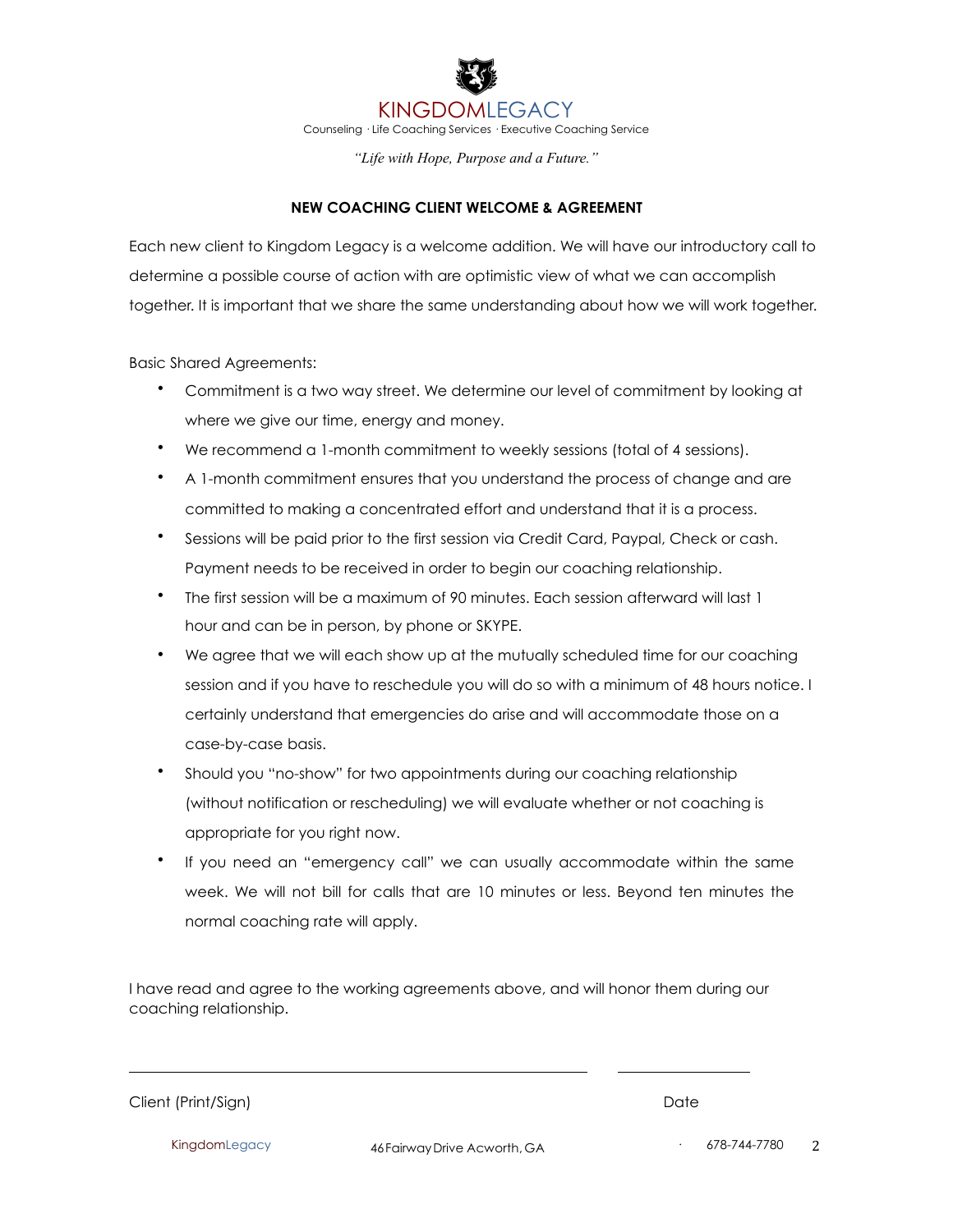KINGDOMLEGACY

Counseling · Life Coaching Services · Executive Coaching Service

*"Life with Hope, Purpose and a Future."*

**NEW COACHING CLIENT WELCOME & AGREEMENT**

Each new client to Kingdom Legacy is a welcome addition. We will have our introductory call to determine a possible course of action with are optimistic view of what we can accomplish together. It is important that we share the same understanding about how we will work together.

Basic Shared Agreements:

- Commitment is a two way street. We determine our level of commitment by looking at where we give our time, energy and money.
- We recommend a 1-month commitment to weekly sessions (total of 4 sessions).
- A 1-month commitment ensures that you understand the process of change and are committed to making a concentrated effort and understand that it is a process.
- Sessions will be paid prior to the first session via Credit Card, Paypal, Check or cash. Payment needs to be received in order to begin our coaching relationship.
- The first session will be a maximum of 90 minutes. Each session afterward will last 1 hour and can be in person, by phone or SKYPE.
- We agree that we will each show up at the mutually scheduled time for our coaching session and if you have to reschedule you will do so with a minimum of 48 hours notice. I certainly understand that emergencies do arise and will accommodate those on a case-by-case basis.
- Should you "no-show" for two appointments during our coaching relationship (without notification or rescheduling) we will evaluate whether or not coaching is appropriate for you right now.
- If you need an "emergency call" we can usually accommodate within the same week. We will not bill for calls that are 10 minutes or less. Beyond ten minutes the normal coaching rate will apply.

I have read and agree to the working agreements above, and will honor them during our coaching relationship.

\_\_\_\_\_\_\_\_\_\_\_\_\_\_\_\_\_\_\_\_\_\_\_\_\_\_\_\_\_\_\_\_\_\_\_\_\_\_\_\_\_\_\_\_ \_\_\_\_\_\_\_\_\_\_\_\_\_\_\_\_

Client (Print/Sign) Date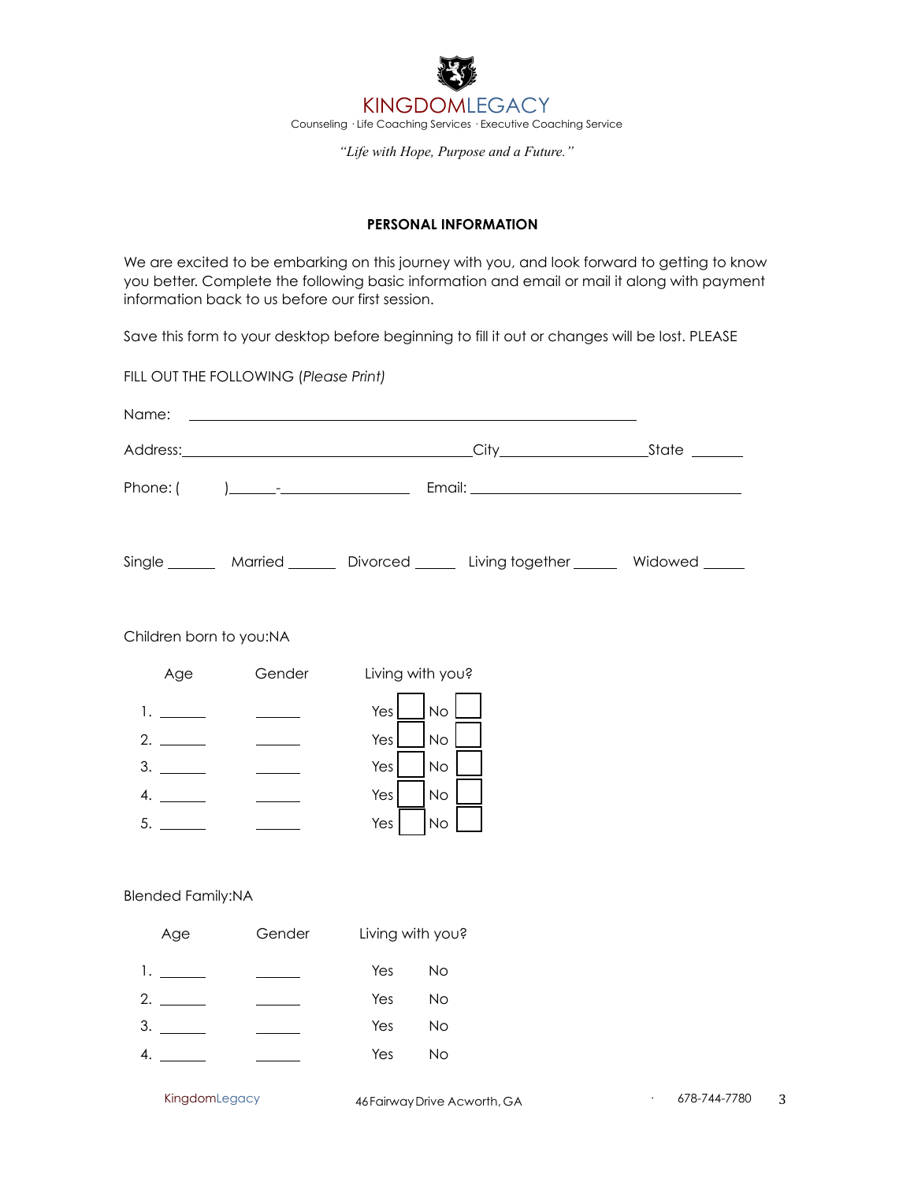KINGDOMLEGACY

Counseling · Life Coaching Services · Executive Coaching Service

*"Life with Hope, Purpose and a Future."*

**PERSONAL INFORMATION**

We are excited to be embarking on this journey with you, and look forward to getting to know you better. Complete the following basic information and email or mail it along with payment information back to us before our first session.

Save this form to your desktop before beginning to fill it out or changes will be lost. PLEASE

FILL OUT THE FOLLOWING (*Please Print*)

Name: ______________________________________________________________

Address: ________________________________________ City ____________________ State _______

Phone: ( ) ______-__________________ Email: ______________________________________

Single ______ Married ______ Divorced ______ Living together ______ Widowed ______

Children born to you:NA

| | Age | Gender | Living with you? |
|---|---|---|---|
| 1. | ______ | ______ | Yes ☐ No ☐ |
| 2. | ______ | ______ | Yes ☐ No ☐ |
| 3. | ______ | ______ | Yes ☐ No ☐ |
| 4. | ______ | ______ | Yes ☐ No ☐ |
| 5. | ______ | ______ | Yes ☐ No ☐ |

Blended Family:NA

| | Age | Gender | Living with you? |
|---|---|---|---|
| 1. | ______ | ______ | Yes No |
| 2. | ______ | ______ | Yes No |
| 3. | ______ | ______ | Yes No |
| 4. | ______ | ______ | Yes No |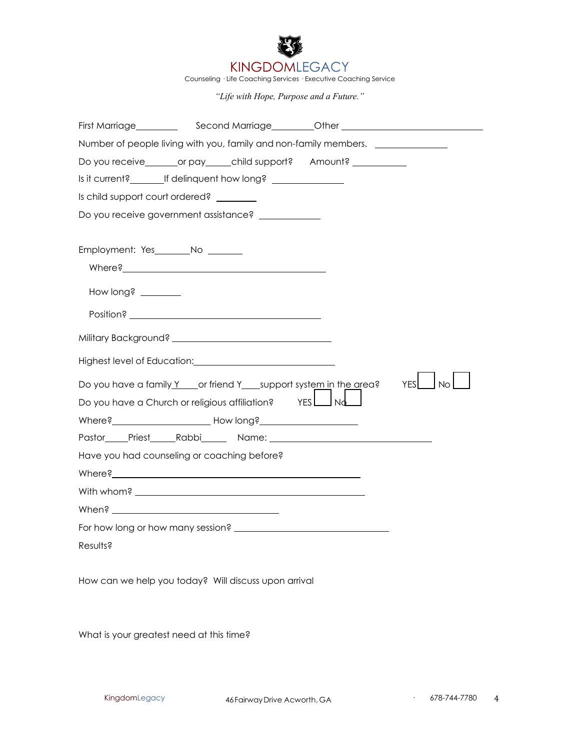KINGDOMLEGACY

Counseling · Life Coaching Services · Executive Coaching Service

*"Life with Hope, Purpose and a Future."*

First Marriage_________ Second Marriage_________Other ______________________________

Number of people living with you, family and non-family members. _______________

Do you receive_______or pay_____child support? Amount? ____________

Is it current?_______If delinquent how long? _______________

Is child support court ordered? ________

Do you receive government assistance? _____________

Employment: Yes________No ________

Where?_____________________________________________

How long? ________

Position? __________________________________________

Military Background? _________________________________

Highest level of Education:______________________________

Do you have a family Y____or friend Y____support system in the area? YES ☐ No ☐

Do you have a Church or religious affiliation? YES ☐ No ☐

Where?____________________ How long?____________________

Pastor_____Priest_____Rabbi______ Name: ___________________________________

Have you had counseling or coaching before?

Where?_____________________________________________________

With whom? ________________________________________________

When? ___________________________________

For how long or how many session? _________________________________

Results?

How can we help you today? Will discuss upon arrival

What is your greatest need at this time?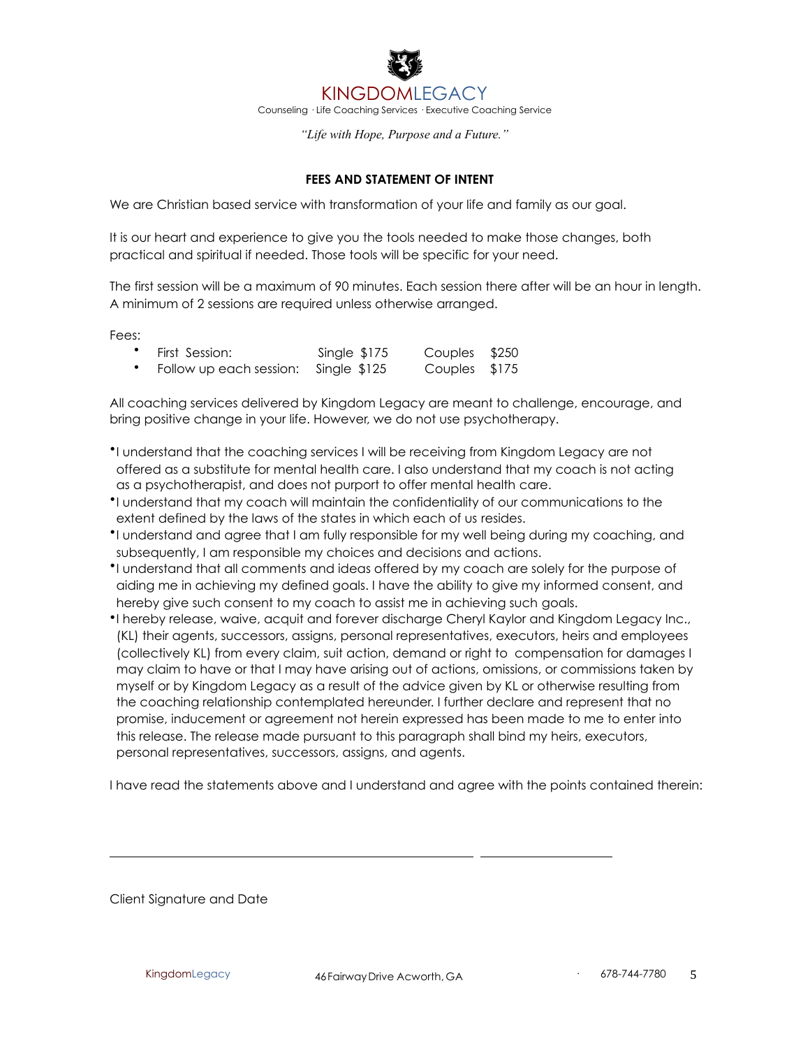KINGDOMLEGACY

Counseling · Life Coaching Services · Executive Coaching Service

*"Life with Hope, Purpose and a Future."*

**FEES AND STATEMENT OF INTENT**

We are Christian based service with transformation of your life and family as our goal.

It is our heart and experience to give you the tools needed to make those changes, both practical and spiritual if needed. Those tools will be specific for your need.

The first session will be a maximum of 90 minutes. Each session there after will be an hour in length. A minimum of 2 sessions are required unless otherwise arranged.

Fees:

- First Session: Single $175 Couples $250
- Follow up each session: Single $125 Couples $175

All coaching services delivered by Kingdom Legacy are meant to challenge, encourage, and bring positive change in your life. However, we do not use psychotherapy.

- I understand that the coaching services I will be receiving from Kingdom Legacy are not offered as a substitute for mental health care. I also understand that my coach is not acting as a psychotherapist, and does not purport to offer mental health care.
- I understand that my coach will maintain the confidentiality of our communications to the extent defined by the laws of the states in which each of us resides.
- I understand and agree that I am fully responsible for my well being during my coaching, and subsequently, I am responsible my choices and decisions and actions.
- I understand that all comments and ideas offered by my coach are solely for the purpose of aiding me in achieving my defined goals. I have the ability to give my informed consent, and hereby give such consent to my coach to assist me in achieving such goals.
- I hereby release, waive, acquit and forever discharge Cheryl Kaylor and Kingdom Legacy Inc., (KL) their agents, successors, assigns, personal representatives, executors, heirs and employees (collectively KL) from every claim, suit action, demand or right to compensation for damages I may claim to have or that I may have arising out of actions, omissions, or commissions taken by myself or by Kingdom Legacy as a result of the advice given by KL or otherwise resulting from the coaching relationship contemplated hereunder. I further declare and represent that no promise, inducement or agreement not herein expressed has been made to me to enter into this release. The release made pursuant to this paragraph shall bind my heirs, executors, personal representatives, successors, assigns, and agents.

I have read the statements above and I understand and agree with the points contained therein:

\_\_\_\_\_\_\_\_\_\_\_\_\_\_\_\_\_\_\_\_\_\_\_\_\_\_\_\_\_\_\_\_\_\_\_\_\_\_\_\_\_\_\_\_ \_\_\_\_\_\_\_\_\_\_\_\_\_\_\_\_

Client Signature and Date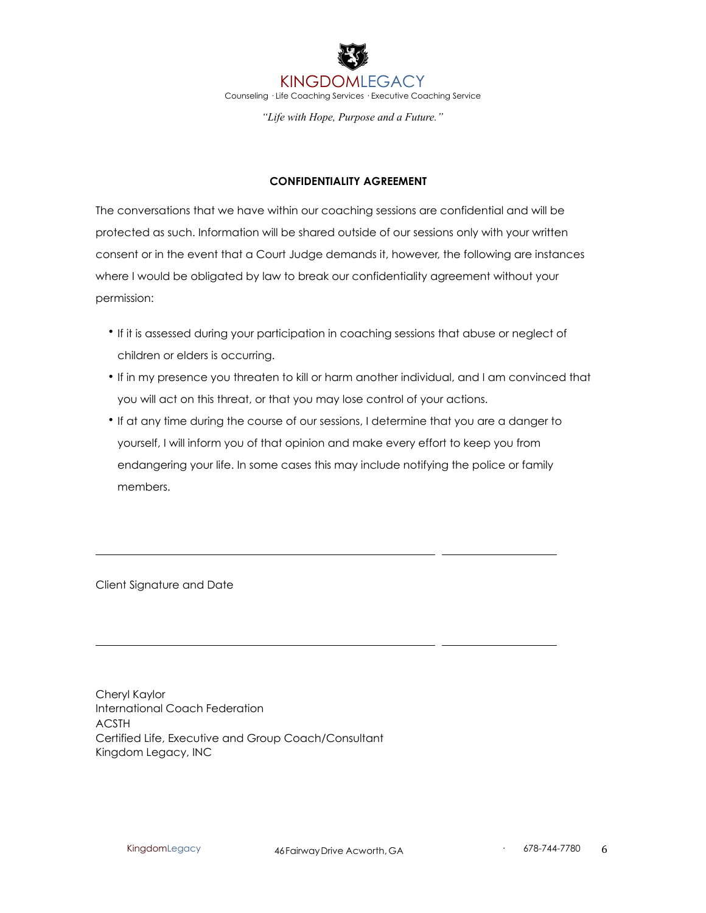KINGDOMLEGACY

Counseling · Life Coaching Services · Executive Coaching Service

*"Life with Hope, Purpose and a Future."*

**CONFIDENTIALITY AGREEMENT**

The conversations that we have within our coaching sessions are confidential and will be protected as such. Information will be shared outside of our sessions only with your written consent or in the event that a Court Judge demands it, however, the following are instances where I would be obligated by law to break our confidentiality agreement without your permission:

- If it is assessed during your participation in coaching sessions that abuse or neglect of children or elders is occurring.
- If in my presence you threaten to kill or harm another individual, and I am convinced that you will act on this threat, or that you may lose control of your actions.
- If at any time during the course of our sessions, I determine that you are a danger to yourself, I will inform you of that opinion and make every effort to keep you from endangering your life. In some cases this may include notifying the police or family members.

\_\_\_\_\_\_\_\_\_\_\_\_\_\_\_\_\_\_\_\_\_\_\_\_\_\_\_\_\_\_\_\_\_\_\_\_\_\_\_\_ \_\_\_\_\_\_\_\_\_\_\_\_\_\_\_\_

Client Signature and Date

\_\_\_\_\_\_\_\_\_\_\_\_\_\_\_\_\_\_\_\_\_\_\_\_\_\_\_\_\_\_\_\_\_\_\_\_\_\_\_\_ \_\_\_\_\_\_\_\_\_\_\_\_\_\_\_\_

Cheryl Kaylor
International Coach Federation
ACSTH
Certified Life, Executive and Group Coach/Consultant
Kingdom Legacy, INC

KingdomLegacy 46 Fairway Drive Acworth, GA · 678-744-7780